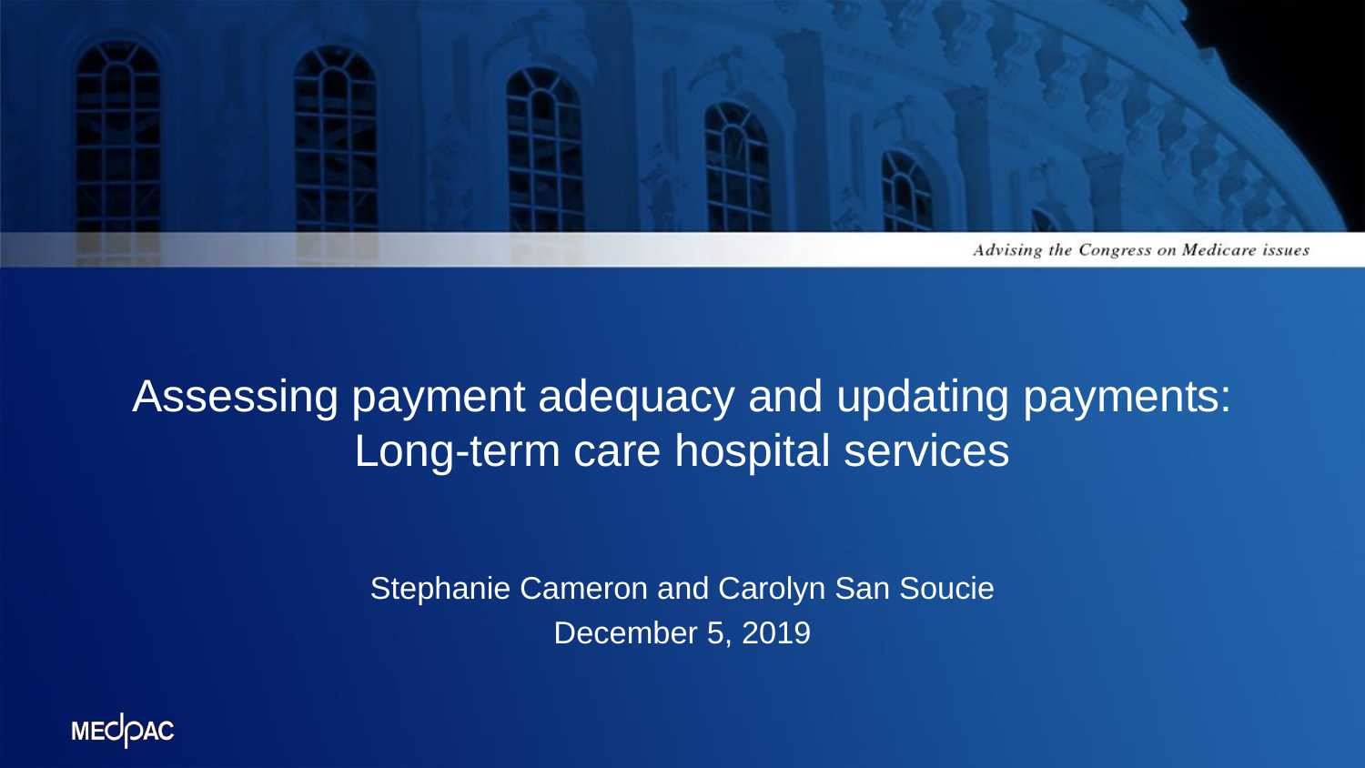Advising the Congress on Medicare issues

# Assessing payment adequacy and updating payments: Long-term care hospital services

Stephanie Cameron and Carolyn San Soucie

December 5, 2019

MEDPAC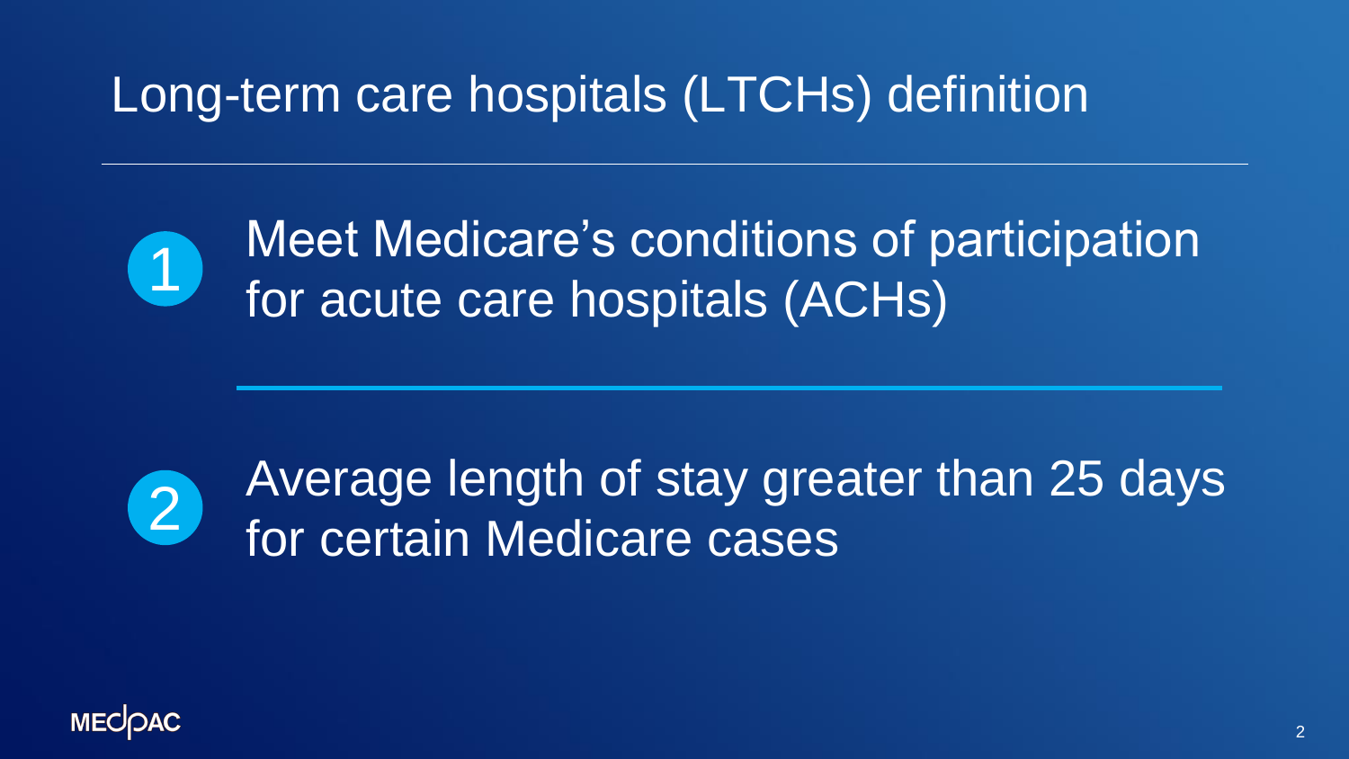# Long-term care hospitals (LTCHs) definition

1. Meet Medicare's conditions of participation for acute care hospitals (ACHs)

2. Average length of stay greater than 25 days for certain Medicare cases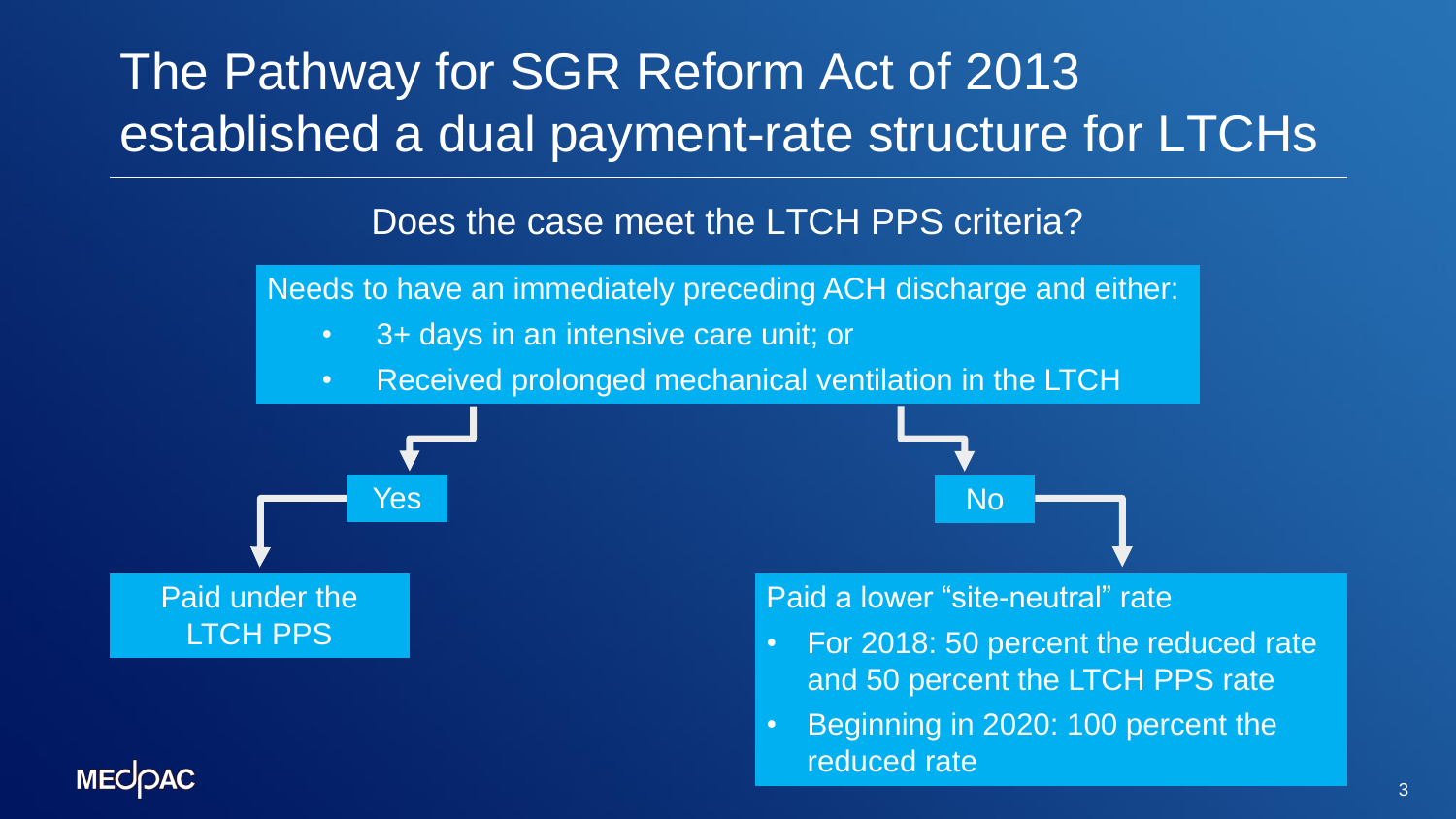# The Pathway for SGR Reform Act of 2013 established a dual payment-rate structure for LTCHs

Does the case meet the LTCH PPS criteria?

Needs to have an immediately preceding ACH discharge and either:

- 3+ days in an intensive care unit; or
- Received prolonged mechanical ventilation in the LTCH

**Yes**

Paid under the LTCH PPS

**No**

Paid a lower "site-neutral" rate

- For 2018: 50 percent the reduced rate and 50 percent the LTCH PPS rate
- Beginning in 2020: 100 percent the reduced rate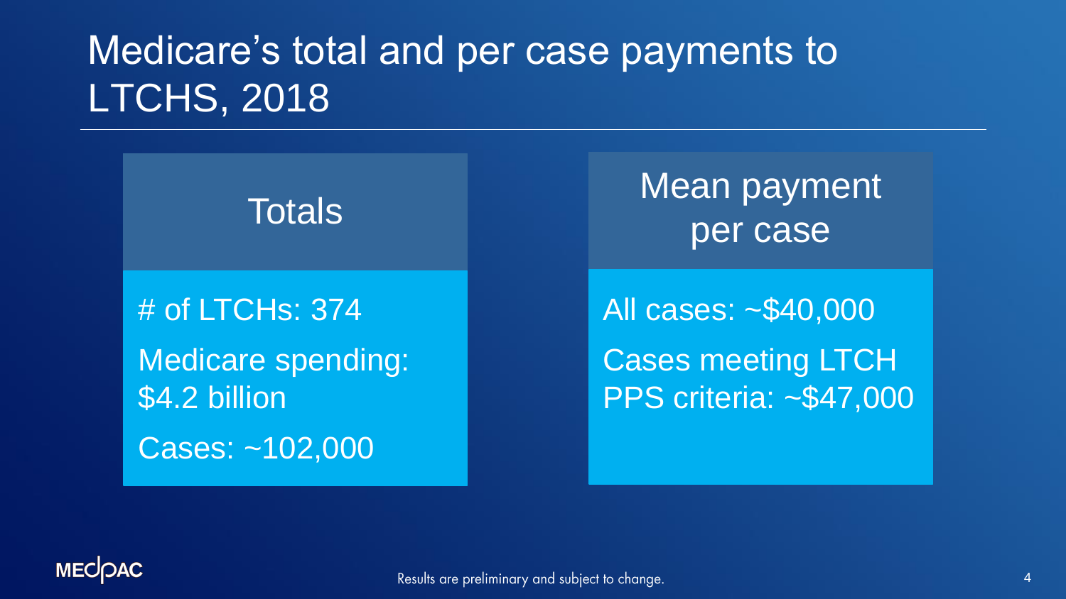# Medicare's total and per case payments to LTCHS, 2018

## Totals

# of LTCHs: 374

Medicare spending: $4.2 billion

Cases: ~102,000

## Mean payment per case

All cases: ~$40,000

Cases meeting LTCH PPS criteria: ~$47,000

Results are preliminary and subject to change.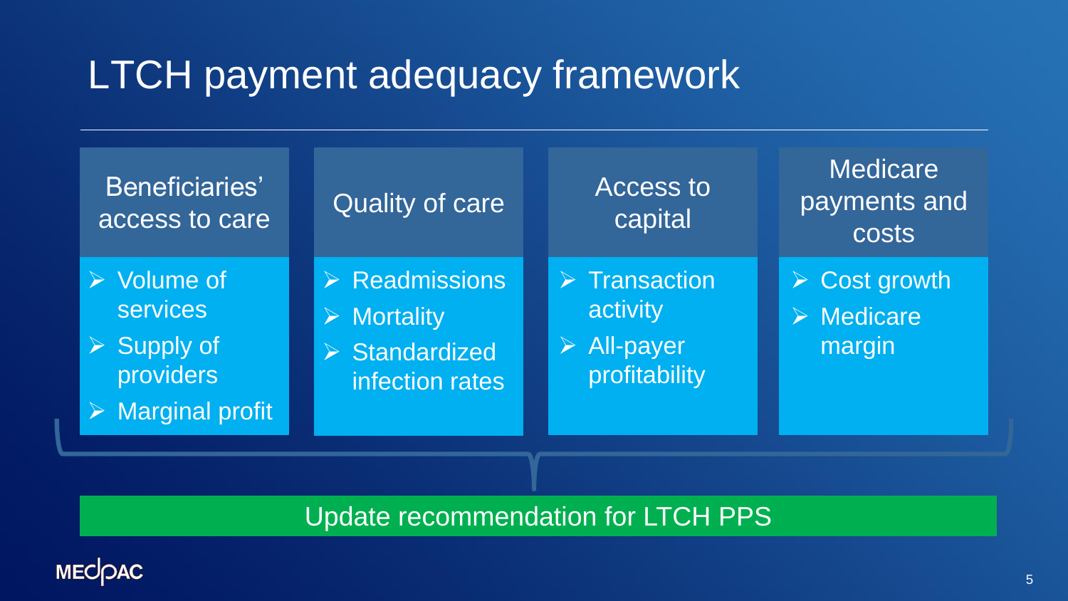# LTCH payment adequacy framework

| Beneficiaries' access to care | Quality of care | Access to capital | Medicare payments and costs |
|---|---|---|---|
| ➢ Volume of services<br>➢ Supply of providers<br>➢ Marginal profit | ➢ Readmissions<br>➢ Mortality<br>➢ Standardized infection rates | ➢ Transaction activity<br>➢ All-payer profitability | ➢ Cost growth<br>➢ Medicare margin |

**Update recommendation for LTCH PPS**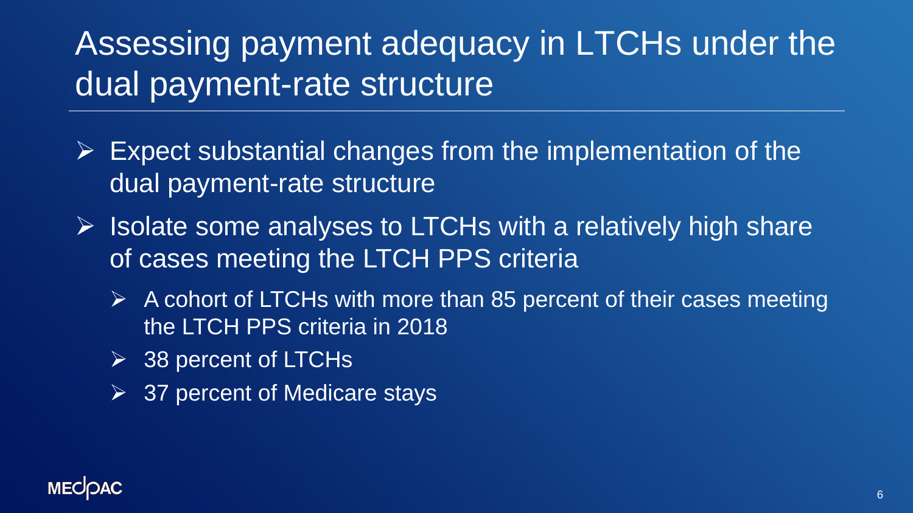# Assessing payment adequacy in LTCHs under the dual payment-rate structure

- Expect substantial changes from the implementation of the dual payment-rate structure
- Isolate some analyses to LTCHs with a relatively high share of cases meeting the LTCH PPS criteria
  - A cohort of LTCHs with more than 85 percent of their cases meeting the LTCH PPS criteria in 2018
  - 38 percent of LTCHs
  - 37 percent of Medicare stays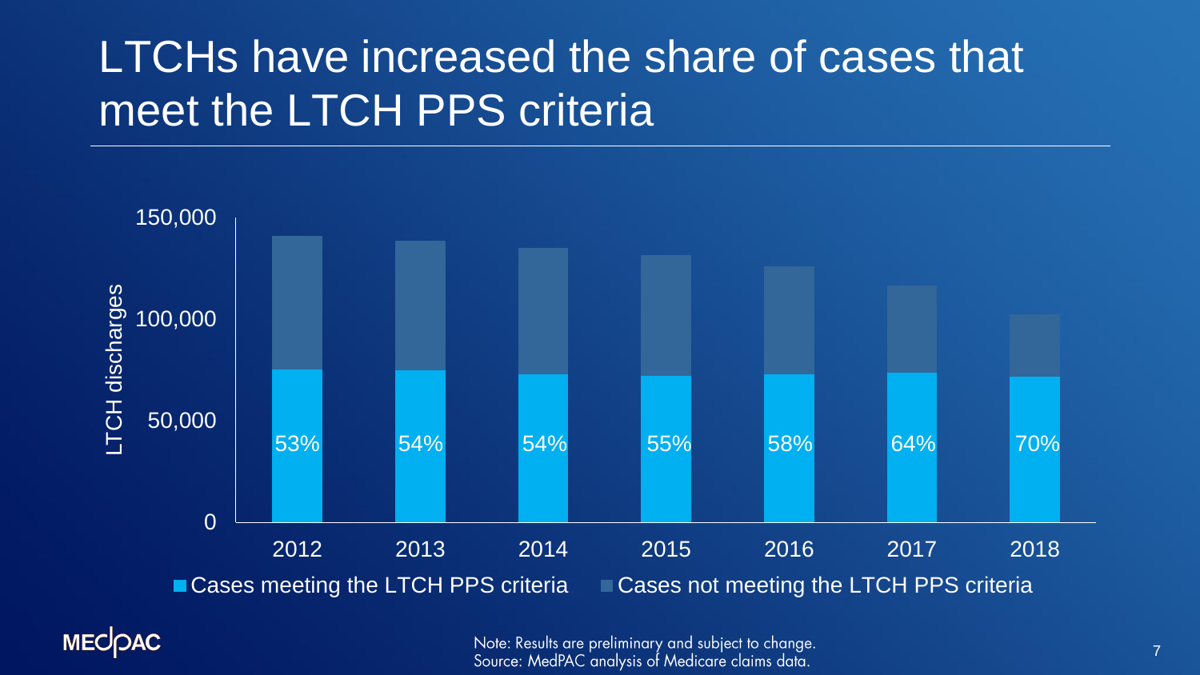# LTCHs have increased the share of cases that meet the LTCH PPS criteria

LTCH discharges

| Year | Share of cases meeting the LTCH PPS criteria |
|---|---|
| 2012 | 53% |
| 2013 | 54% |
| 2014 | 54% |
| 2015 | 55% |
| 2016 | 58% |
| 2017 | 64% |
| 2018 | 70% |

■ Cases meeting the LTCH PPS criteria ■ Cases not meeting the LTCH PPS criteria

Note: Results are preliminary and subject to change.
Source: MedPAC analysis of Medicare claims data.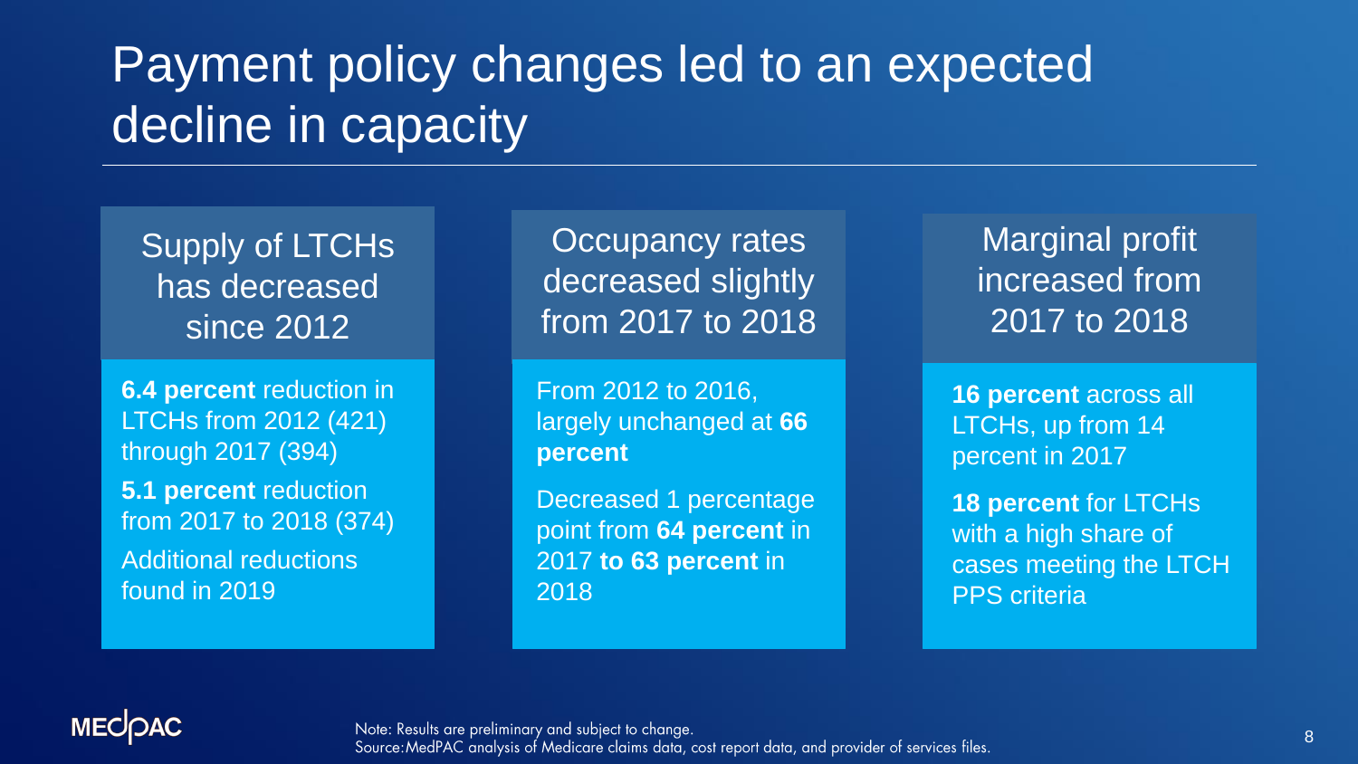# Payment policy changes led to an expected decline in capacity

## Supply of LTCHs has decreased since 2012

**6.4 percent** reduction in LTCHs from 2012 (421) through 2017 (394)

**5.1 percent** reduction from 2017 to 2018 (374)

Additional reductions found in 2019

## Occupancy rates decreased slightly from 2017 to 2018

From 2012 to 2016, largely unchanged at **66 percent**

Decreased 1 percentage point from **64 percent** in 2017 **to 63 percent** in 2018

## Marginal profit increased from 2017 to 2018

**16 percent** across all LTCHs, up from 14 percent in 2017

**18 percent** for LTCHs with a high share of cases meeting the LTCH PPS criteria

Note: Results are preliminary and subject to change.
Source: MedPAC analysis of Medicare claims data, cost report data, and provider of services files.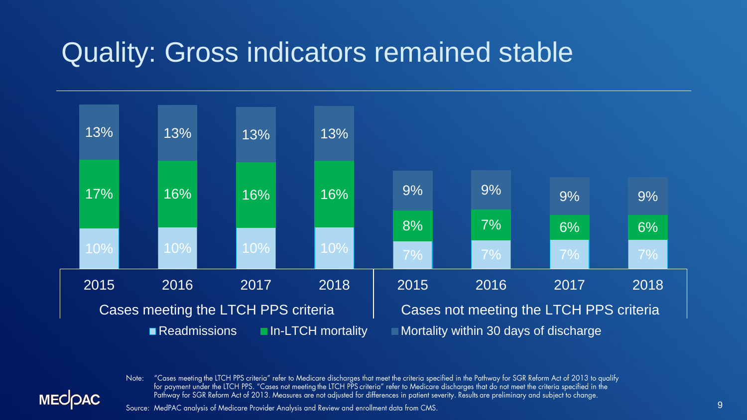# Quality: Gross indicators remained stable

| | Cases meeting the LTCH PPS criteria | | | | Cases not meeting the LTCH PPS criteria | | | |
|---|---|---|---|---|---|---|---|---|
| | 2015 | 2016 | 2017 | 2018 | 2015 | 2016 | 2017 | 2018 |
| Mortality within 30 days of discharge | 13% | 13% | 13% | 13% | 9% | 9% | 9% | 9% |
| In-LTCH mortality | 17% | 16% | 16% | 16% | 8% | 7% | 6% | 6% |
| Readmissions | 10% | 10% | 10% | 10% | 7% | 7% | 7% | 7% |

Note: "Cases meeting the LTCH PPS criteria" refer to Medicare discharges that meet the criteria specified in the Pathway for SGR Reform Act of 2013 to qualify for payment under the LTCH PPS. "Cases not meeting the LTCH PPS criteria" refer to Medicare discharges that do not meet the criteria specified in the Pathway for SGR Reform Act of 2013. Measures are not adjusted for differences in patient severity. Results are preliminary and subject to change.

Source: MedPAC analysis of Medicare Provider Analysis and Review and enrollment data from CMS.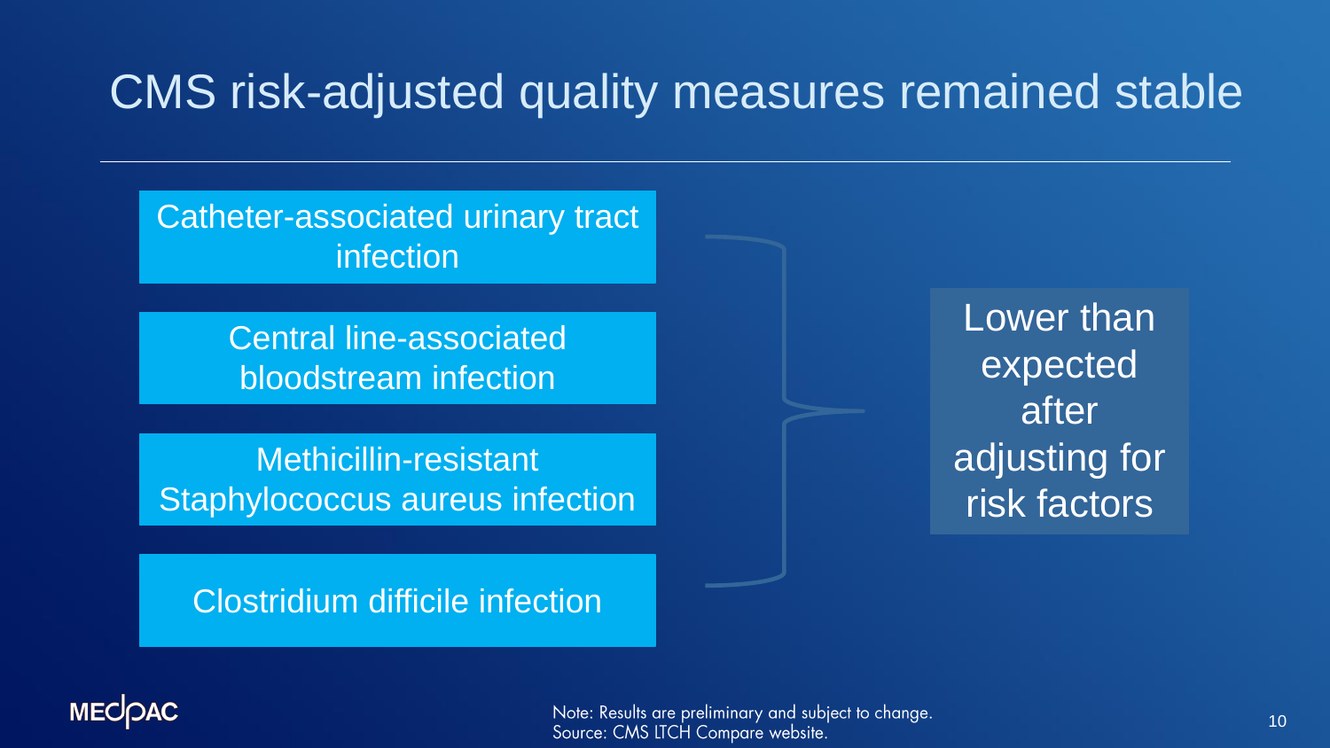# CMS risk-adjusted quality measures remained stable

- Catheter-associated urinary tract infection
- Central line-associated bloodstream infection
- Methicillin-resistant Staphylococcus aureus infection
- Clostridium difficile infection

Lower than expected after adjusting for risk factors

Note: Results are preliminary and subject to change.
Source: CMS LTCH Compare website.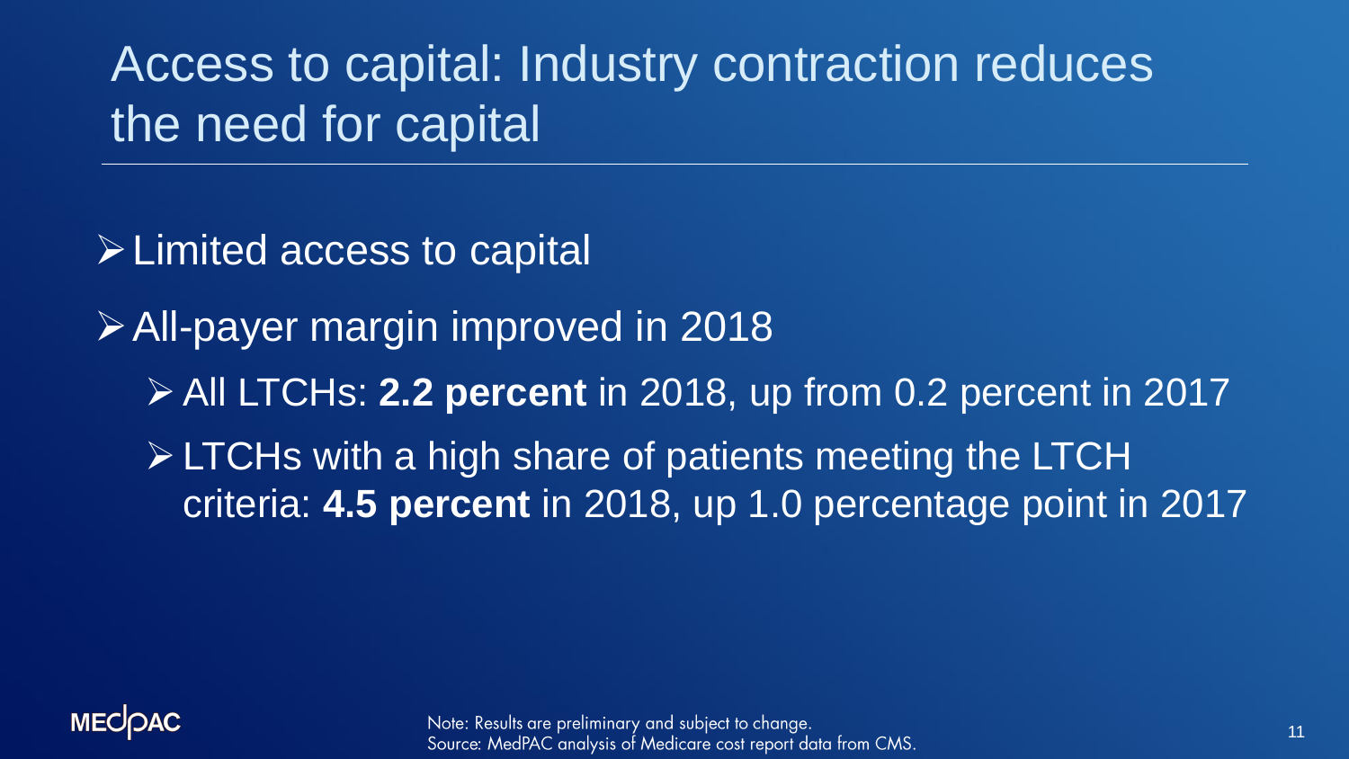# Access to capital: Industry contraction reduces the need for capital

- Limited access to capital
- All-payer margin improved in 2018
  - All LTCHs: **2.2 percent** in 2018, up from 0.2 percent in 2017
  - LTCHs with a high share of patients meeting the LTCH criteria: **4.5 percent** in 2018, up 1.0 percentage point in 2017

MEDPAC

Note: Results are preliminary and subject to change.
Source: MedPAC analysis of Medicare cost report data from CMS.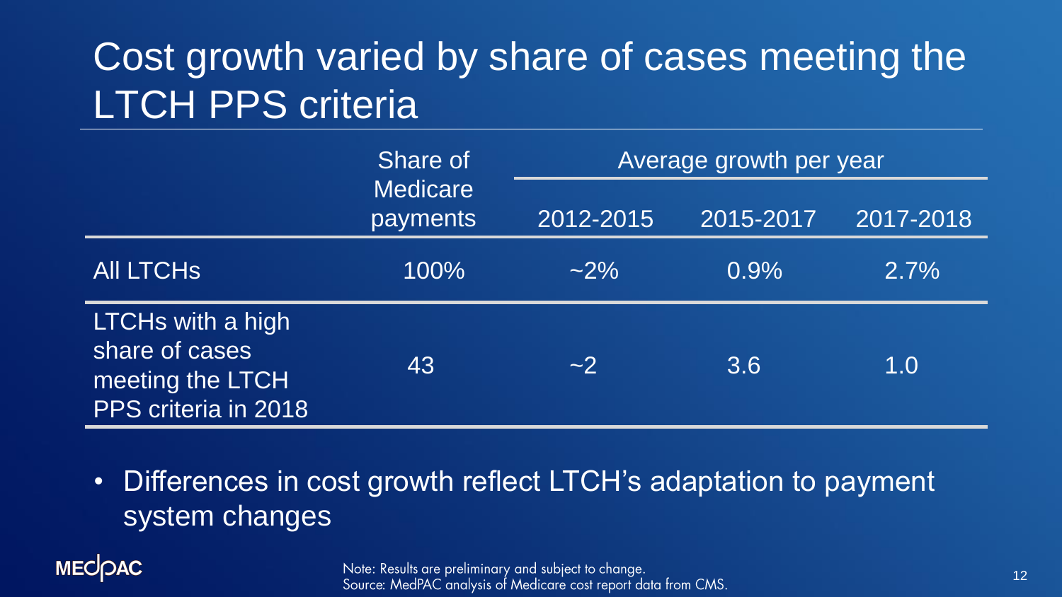# Cost growth varied by share of cases meeting the LTCH PPS criteria

| | Share of Medicare payments | Average growth per year | | |
|---|---|---|---|---|
| | | 2012-2015 | 2015-2017 | 2017-2018 |
| All LTCHs | 100% | ~2% | 0.9% | 2.7% |
| LTCHs with a high share of cases meeting the LTCH PPS criteria in 2018 | 43 | ~2 | 3.6 | 1.0 |

- Differences in cost growth reflect LTCH's adaptation to payment system changes

Note: Results are preliminary and subject to change.
Source: MedPAC analysis of Medicare cost report data from CMS.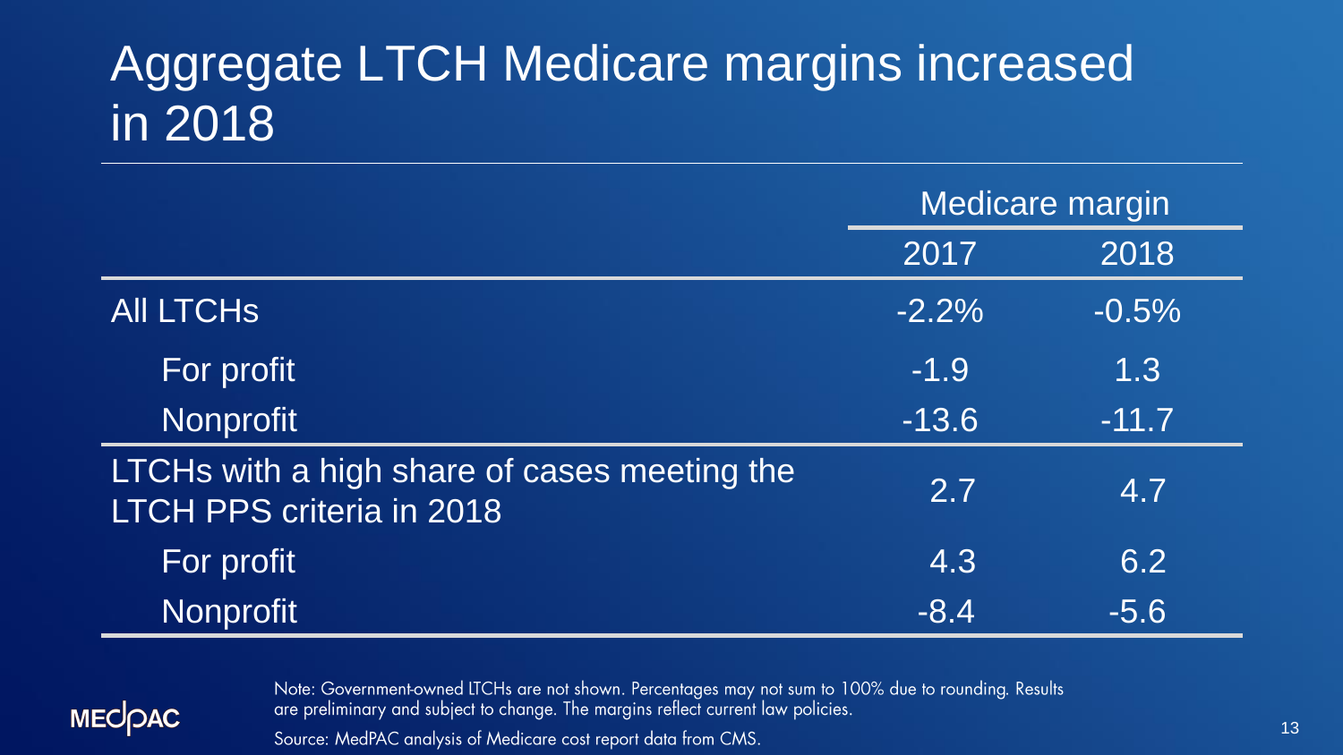# Aggregate LTCH Medicare margins increased in 2018

| | Medicare margin | |
|---|---|---|
| | 2017 | 2018 |
| All LTCHs | -2.2% | -0.5% |
| For profit | -1.9 | 1.3 |
| Nonprofit | -13.6 | -11.7 |
| LTCHs with a high share of cases meeting the LTCH PPS criteria in 2018 | 2.7 | 4.7 |
| For profit | 4.3 | 6.2 |
| Nonprofit | -8.4 | -5.6 |

Note: Government-owned LTCHs are not shown. Percentages may not sum to 100% due to rounding. Results are preliminary and subject to change. The margins reflect current law policies.

Source: MedPAC analysis of Medicare cost report data from CMS.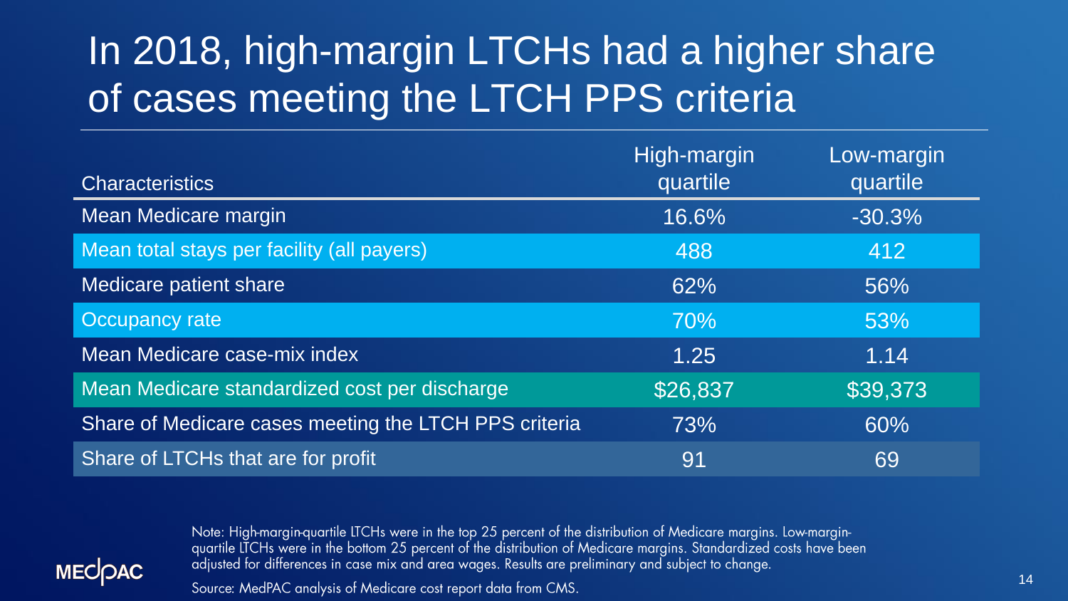# In 2018, high-margin LTCHs had a higher share of cases meeting the LTCH PPS criteria

| Characteristics | High-margin quartile | Low-margin quartile |
| --- | --- | --- |
| Mean Medicare margin | 16.6% | -30.3% |
| Mean total stays per facility (all payers) | 488 | 412 |
| Medicare patient share | 62% | 56% |
| Occupancy rate | 70% | 53% |
| Mean Medicare case-mix index | 1.25 | 1.14 |
| Mean Medicare standardized cost per discharge | $26,837 | $39,373 |
| Share of Medicare cases meeting the LTCH PPS criteria | 73% | 60% |
| Share of LTCHs that are for profit | 91 | 69 |

Note: High-margin-quartile LTCHs were in the top 25 percent of the distribution of Medicare margins. Low-margin-quartile LTCHs were in the bottom 25 percent of the distribution of Medicare margins. Standardized costs have been adjusted for differences in case mix and area wages. Results are preliminary and subject to change.

Source: MedPAC analysis of Medicare cost report data from CMS.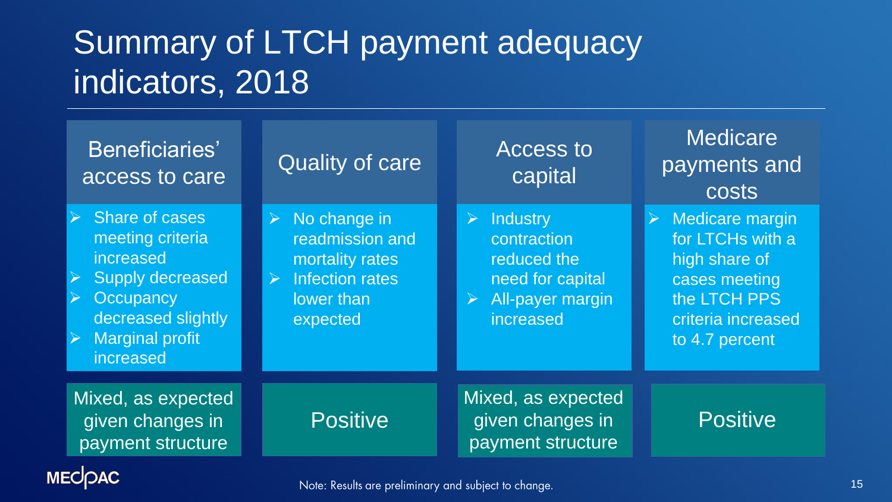# Summary of LTCH payment adequacy indicators, 2018

| Beneficiaries' access to care | Quality of care | Access to capital | Medicare payments and costs |
|---|---|---|---|
| ➢ Share of cases meeting criteria increased<br>➢ Supply decreased<br>➢ Occupancy decreased slightly<br>➢ Marginal profit increased | ➢ No change in readmission and mortality rates<br>➢ Infection rates lower than expected | ➢ Industry contraction reduced the need for capital<br>➢ All-payer margin increased | ➢ Medicare margin for LTCHs with a high share of cases meeting the LTCH PPS criteria increased to 4.7 percent |
| Mixed, as expected given changes in payment structure | Positive | Mixed, as expected given changes in payment structure | Positive |

Note: Results are preliminary and subject to change.